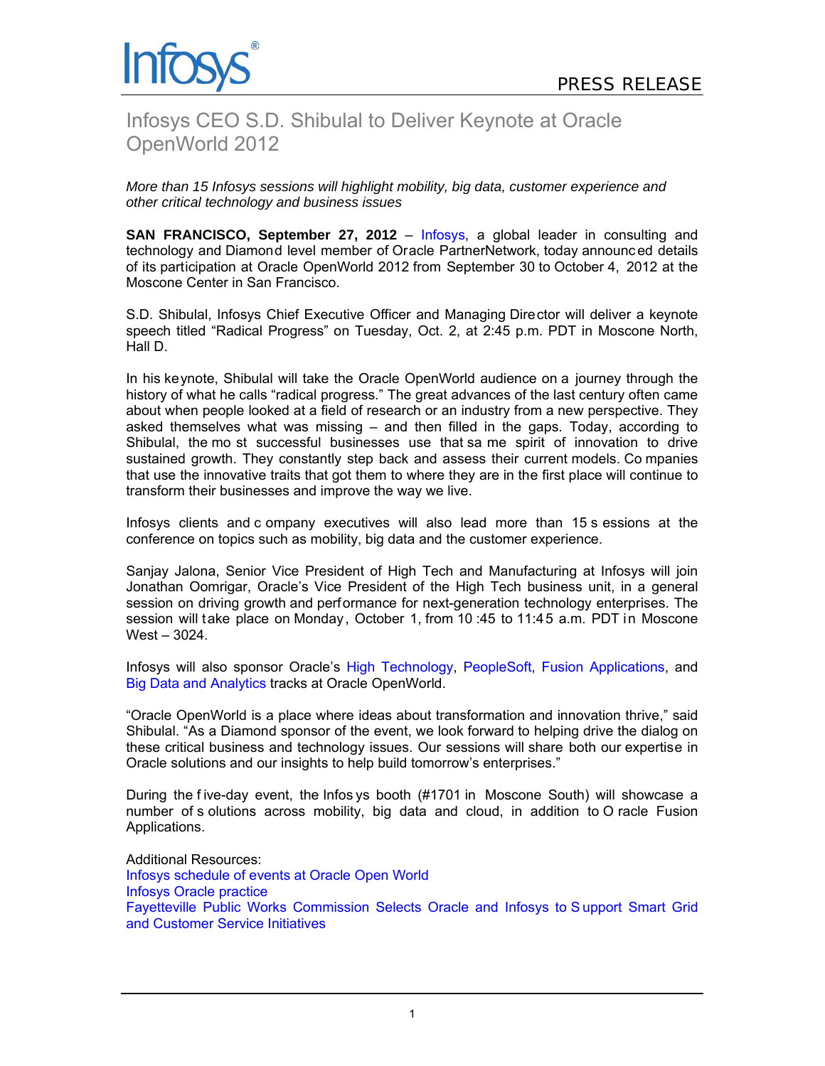Infosys®

PRESS RELEASE

# Infosys CEO S.D. Shibulal to Deliver Keynote at Oracle OpenWorld 2012

*More than 15 Infosys sessions will highlight mobility, big data, customer experience and other critical technology and business issues*

**SAN FRANCISCO, September 27, 2012** – Infosys, a global leader in consulting and technology and Diamond level member of Oracle PartnerNetwork, today announced details of its participation at Oracle OpenWorld 2012 from September 30 to October 4, 2012 at the Moscone Center in San Francisco.

S.D. Shibulal, Infosys Chief Executive Officer and Managing Director will deliver a keynote speech titled "Radical Progress" on Tuesday, Oct. 2, at 2:45 p.m. PDT in Moscone North, Hall D.

In his keynote, Shibulal will take the Oracle OpenWorld audience on a journey through the history of what he calls "radical progress." The great advances of the last century often came about when people looked at a field of research or an industry from a new perspective. They asked themselves what was missing – and then filled in the gaps. Today, according to Shibulal, the most successful businesses use that same spirit of innovation to drive sustained growth. They constantly step back and assess their current models. Companies that use the innovative traits that got them to where they are in the first place will continue to transform their businesses and improve the way we live.

Infosys clients and company executives will also lead more than 15 sessions at the conference on topics such as mobility, big data and the customer experience.

Sanjay Jalona, Senior Vice President of High Tech and Manufacturing at Infosys will join Jonathan Oomrigar, Oracle's Vice President of the High Tech business unit, in a general session on driving growth and performance for next-generation technology enterprises. The session will take place on Monday, October 1, from 10:45 to 11:45 a.m. PDT in Moscone West – 3024.

Infosys will also sponsor Oracle's High Technology, PeopleSoft, Fusion Applications, and Big Data and Analytics tracks at Oracle OpenWorld.

"Oracle OpenWorld is a place where ideas about transformation and innovation thrive," said Shibulal. "As a Diamond sponsor of the event, we look forward to helping drive the dialog on these critical business and technology issues. Our sessions will share both our expertise in Oracle solutions and our insights to help build tomorrow's enterprises."

During the five-day event, the Infosys booth (#1701 in Moscone South) will showcase a number of solutions across mobility, big data and cloud, in addition to Oracle Fusion Applications.

Additional Resources:
Infosys schedule of events at Oracle Open World
Infosys Oracle practice
Fayetteville Public Works Commission Selects Oracle and Infosys to Support Smart Grid and Customer Service Initiatives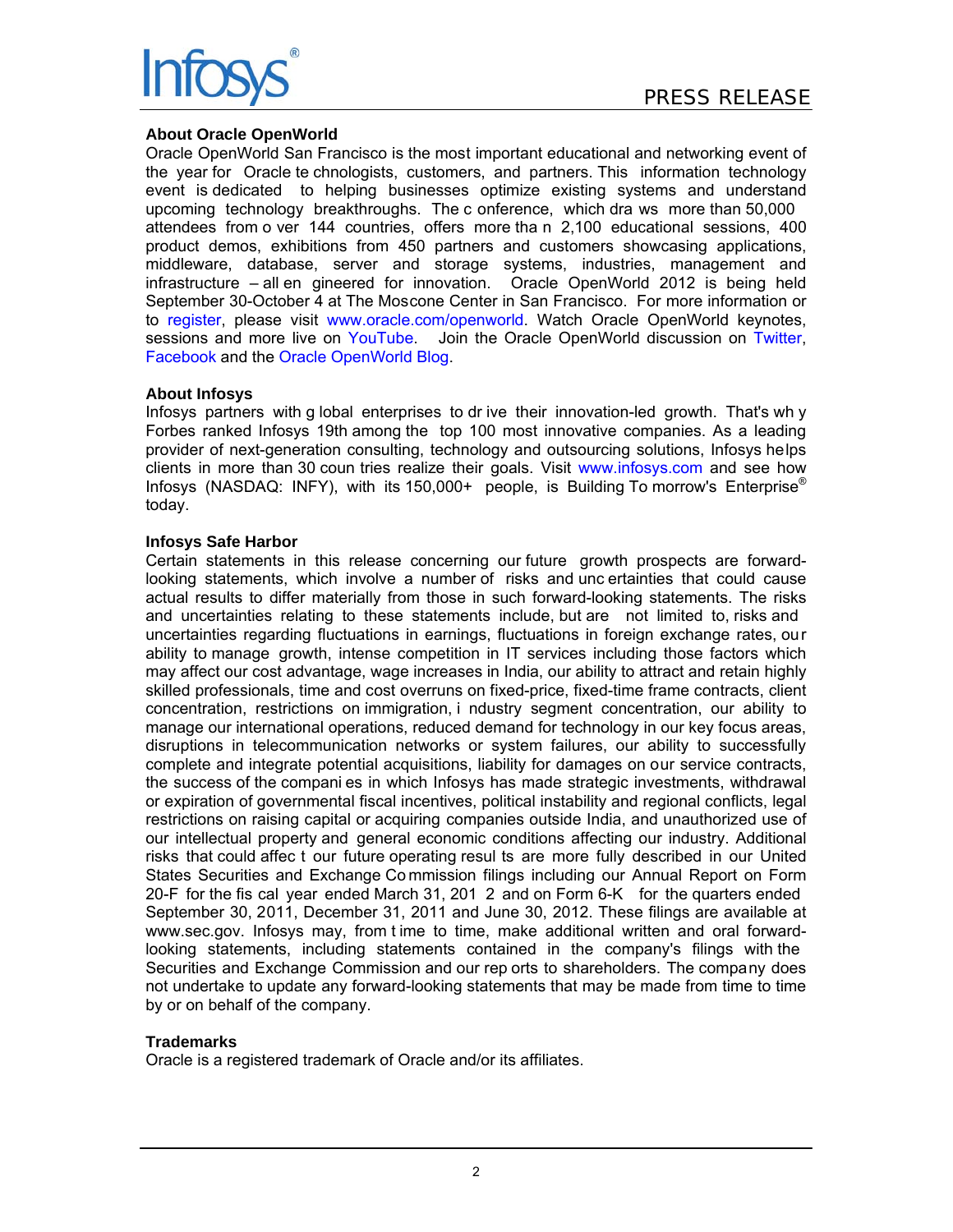**About Oracle OpenWorld**

Oracle OpenWorld San Francisco is the most important educational and networking event of the year for Oracle technologists, customers, and partners. This information technology event is dedicated to helping businesses optimize existing systems and understand upcoming technology breakthroughs. The conference, which draws more than 50,000 attendees from over 144 countries, offers more than 2,100 educational sessions, 400 product demos, exhibitions from 450 partners and customers showcasing applications, middleware, database, server and storage systems, industries, management and infrastructure – all engineered for innovation. Oracle OpenWorld 2012 is being held September 30-October 4 at The Moscone Center in San Francisco. For more information or to register, please visit www.oracle.com/openworld. Watch Oracle OpenWorld keynotes, sessions and more live on YouTube. Join the Oracle OpenWorld discussion on Twitter, Facebook and the Oracle OpenWorld Blog.

**About Infosys**

Infosys partners with global enterprises to drive their innovation-led growth. That's why Forbes ranked Infosys 19th among the top 100 most innovative companies. As a leading provider of next-generation consulting, technology and outsourcing solutions, Infosys helps clients in more than 30 countries realize their goals. Visit www.infosys.com and see how Infosys (NASDAQ: INFY), with its 150,000+ people, is Building Tomorrow's Enterprise® today.

**Infosys Safe Harbor**

Certain statements in this release concerning our future growth prospects are forward-looking statements, which involve a number of risks and uncertainties that could cause actual results to differ materially from those in such forward-looking statements. The risks and uncertainties relating to these statements include, but are not limited to, risks and uncertainties regarding fluctuations in earnings, fluctuations in foreign exchange rates, our ability to manage growth, intense competition in IT services including those factors which may affect our cost advantage, wage increases in India, our ability to attract and retain highly skilled professionals, time and cost overruns on fixed-price, fixed-time frame contracts, client concentration, restrictions on immigration, industry segment concentration, our ability to manage our international operations, reduced demand for technology in our key focus areas, disruptions in telecommunication networks or system failures, our ability to successfully complete and integrate potential acquisitions, liability for damages on our service contracts, the success of the companies in which Infosys has made strategic investments, withdrawal or expiration of governmental fiscal incentives, political instability and regional conflicts, legal restrictions on raising capital or acquiring companies outside India, and unauthorized use of our intellectual property and general economic conditions affecting our industry. Additional risks that could affect our future operating results are more fully described in our United States Securities and Exchange Commission filings including our Annual Report on Form 20-F for the fiscal year ended March 31, 2012 and on Form 6-K for the quarters ended September 30, 2011, December 31, 2011 and June 30, 2012. These filings are available at www.sec.gov. Infosys may, from time to time, make additional written and oral forward-looking statements, including statements contained in the company's filings with the Securities and Exchange Commission and our reports to shareholders. The company does not undertake to update any forward-looking statements that may be made from time to time by or on behalf of the company.

**Trademarks**

Oracle is a registered trademark of Oracle and/or its affiliates.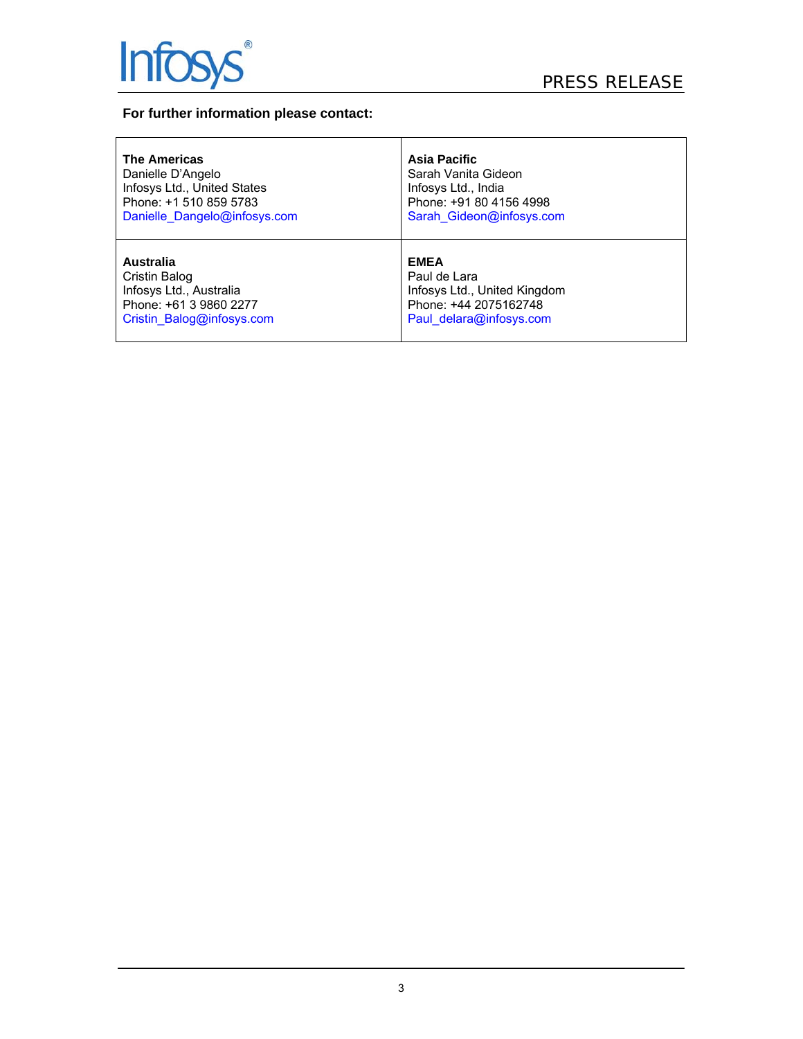**For further information please contact:**

| | |
|---|---|
| **The Americas**<br>Danielle D'Angelo<br>Infosys Ltd., United States<br>Phone: +1 510 859 5783<br>Danielle_Dangelo@infosys.com | **Asia Pacific**<br>Sarah Vanita Gideon<br>Infosys Ltd., India<br>Phone: +91 80 4156 4998<br>Sarah_Gideon@infosys.com |
| **Australia**<br>Cristin Balog<br>Infosys Ltd., Australia<br>Phone: +61 3 9860 2277<br>Cristin_Balog@infosys.com | **EMEA**<br>Paul de Lara<br>Infosys Ltd., United Kingdom<br>Phone: +44 2075162748<br>Paul_delara@infosys.com |